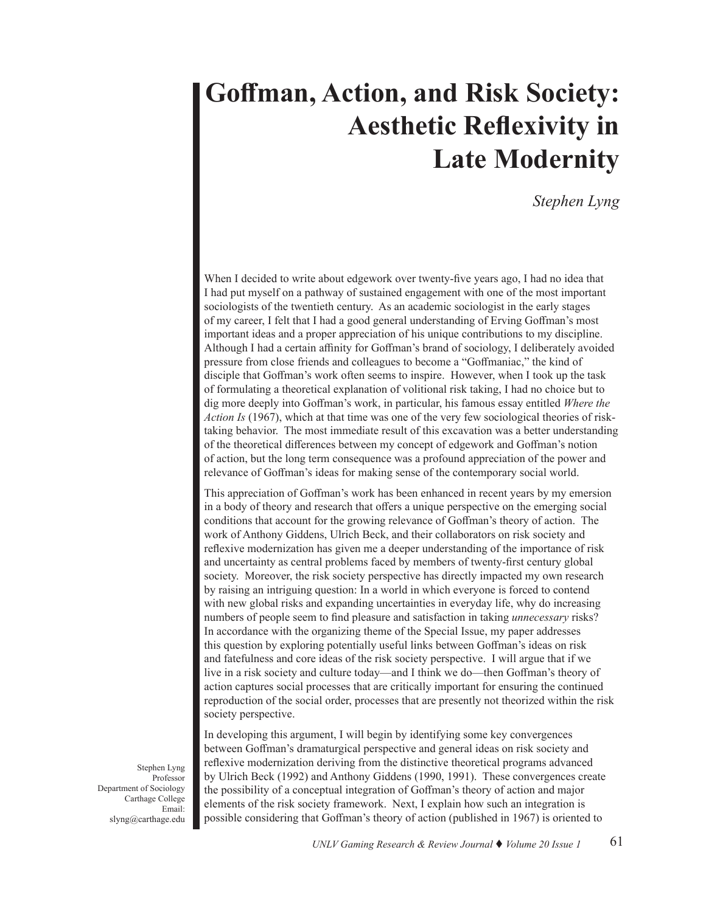# Goffman, Action, and Risk Society: Aesthetic Reflexivity in Late Modernity

*Stephen Lyng*

Stephen Lyng
Professor
Department of Sociology
Carthage College
Email:
slyng@carthage.edu

When I decided to write about edgework over twenty-five years ago, I had no idea that I had put myself on a pathway of sustained engagement with one of the most important sociologists of the twentieth century. As an academic sociologist in the early stages of my career, I felt that I had a good general understanding of Erving Goffman's most important ideas and a proper appreciation of his unique contributions to my discipline. Although I had a certain affinity for Goffman's brand of sociology, I deliberately avoided pressure from close friends and colleagues to become a "Goffmaniac," the kind of disciple that Goffman's work often seems to inspire. However, when I took up the task of formulating a theoretical explanation of volitional risk taking, I had no choice but to dig more deeply into Goffman's work, in particular, his famous essay entitled *Where the Action Is* (1967), which at that time was one of the very few sociological theories of risk-taking behavior. The most immediate result of this excavation was a better understanding of the theoretical differences between my concept of edgework and Goffman's notion of action, but the long term consequence was a profound appreciation of the power and relevance of Goffman's ideas for making sense of the contemporary social world.

This appreciation of Goffman's work has been enhanced in recent years by my emersion in a body of theory and research that offers a unique perspective on the emerging social conditions that account for the growing relevance of Goffman's theory of action. The work of Anthony Giddens, Ulrich Beck, and their collaborators on risk society and reflexive modernization has given me a deeper understanding of the importance of risk and uncertainty as central problems faced by members of twenty-first century global society. Moreover, the risk society perspective has directly impacted my own research by raising an intriguing question: In a world in which everyone is forced to contend with new global risks and expanding uncertainties in everyday life, why do increasing numbers of people seem to find pleasure and satisfaction in taking *unnecessary* risks? In accordance with the organizing theme of the Special Issue, my paper addresses this question by exploring potentially useful links between Goffman's ideas on risk and fatefulness and core ideas of the risk society perspective. I will argue that if we live in a risk society and culture today—and I think we do—then Goffman's theory of action captures social processes that are critically important for ensuring the continued reproduction of the social order, processes that are presently not theorized within the risk society perspective.

In developing this argument, I will begin by identifying some key convergences between Goffman's dramaturgical perspective and general ideas on risk society and reflexive modernization deriving from the distinctive theoretical programs advanced by Ulrich Beck (1992) and Anthony Giddens (1990, 1991). These convergences create the possibility of a conceptual integration of Goffman's theory of action and major elements of the risk society framework. Next, I explain how such an integration is possible considering that Goffman's theory of action (published in 1967) is oriented to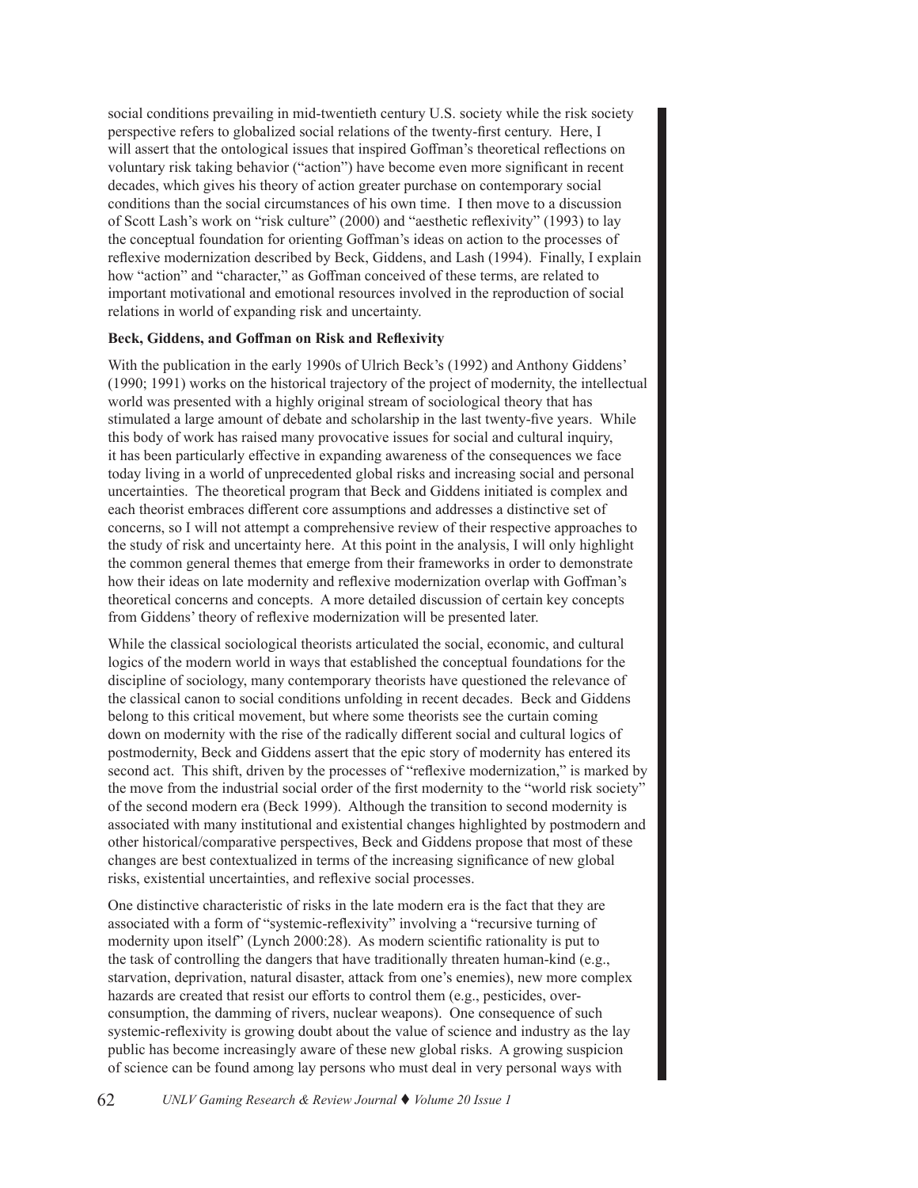social conditions prevailing in mid-twentieth century U.S. society while the risk society perspective refers to globalized social relations of the twenty-first century. Here, I will assert that the ontological issues that inspired Goffman's theoretical reflections on voluntary risk taking behavior ("action") have become even more significant in recent decades, which gives his theory of action greater purchase on contemporary social conditions than the social circumstances of his own time. I then move to a discussion of Scott Lash's work on "risk culture" (2000) and "aesthetic reflexivity" (1993) to lay the conceptual foundation for orienting Goffman's ideas on action to the processes of reflexive modernization described by Beck, Giddens, and Lash (1994). Finally, I explain how "action" and "character," as Goffman conceived of these terms, are related to important motivational and emotional resources involved in the reproduction of social relations in world of expanding risk and uncertainty.

**Beck, Giddens, and Goffman on Risk and Reflexivity**

With the publication in the early 1990s of Ulrich Beck's (1992) and Anthony Giddens' (1990; 1991) works on the historical trajectory of the project of modernity, the intellectual world was presented with a highly original stream of sociological theory that has stimulated a large amount of debate and scholarship in the last twenty-five years. While this body of work has raised many provocative issues for social and cultural inquiry, it has been particularly effective in expanding awareness of the consequences we face today living in a world of unprecedented global risks and increasing social and personal uncertainties. The theoretical program that Beck and Giddens initiated is complex and each theorist embraces different core assumptions and addresses a distinctive set of concerns, so I will not attempt a comprehensive review of their respective approaches to the study of risk and uncertainty here. At this point in the analysis, I will only highlight the common general themes that emerge from their frameworks in order to demonstrate how their ideas on late modernity and reflexive modernization overlap with Goffman's theoretical concerns and concepts. A more detailed discussion of certain key concepts from Giddens' theory of reflexive modernization will be presented later.

While the classical sociological theorists articulated the social, economic, and cultural logics of the modern world in ways that established the conceptual foundations for the discipline of sociology, many contemporary theorists have questioned the relevance of the classical canon to social conditions unfolding in recent decades. Beck and Giddens belong to this critical movement, but where some theorists see the curtain coming down on modernity with the rise of the radically different social and cultural logics of postmodernity, Beck and Giddens assert that the epic story of modernity has entered its second act. This shift, driven by the processes of "reflexive modernization," is marked by the move from the industrial social order of the first modernity to the "world risk society" of the second modern era (Beck 1999). Although the transition to second modernity is associated with many institutional and existential changes highlighted by postmodern and other historical/comparative perspectives, Beck and Giddens propose that most of these changes are best contextualized in terms of the increasing significance of new global risks, existential uncertainties, and reflexive social processes.

One distinctive characteristic of risks in the late modern era is the fact that they are associated with a form of "systemic-reflexivity" involving a "recursive turning of modernity upon itself" (Lynch 2000:28). As modern scientific rationality is put to the task of controlling the dangers that have traditionally threaten human-kind (e.g., starvation, deprivation, natural disaster, attack from one's enemies), new more complex hazards are created that resist our efforts to control them (e.g., pesticides, over-consumption, the damming of rivers, nuclear weapons). One consequence of such systemic-reflexivity is growing doubt about the value of science and industry as the lay public has become increasingly aware of these new global risks. A growing suspicion of science can be found among lay persons who must deal in very personal ways with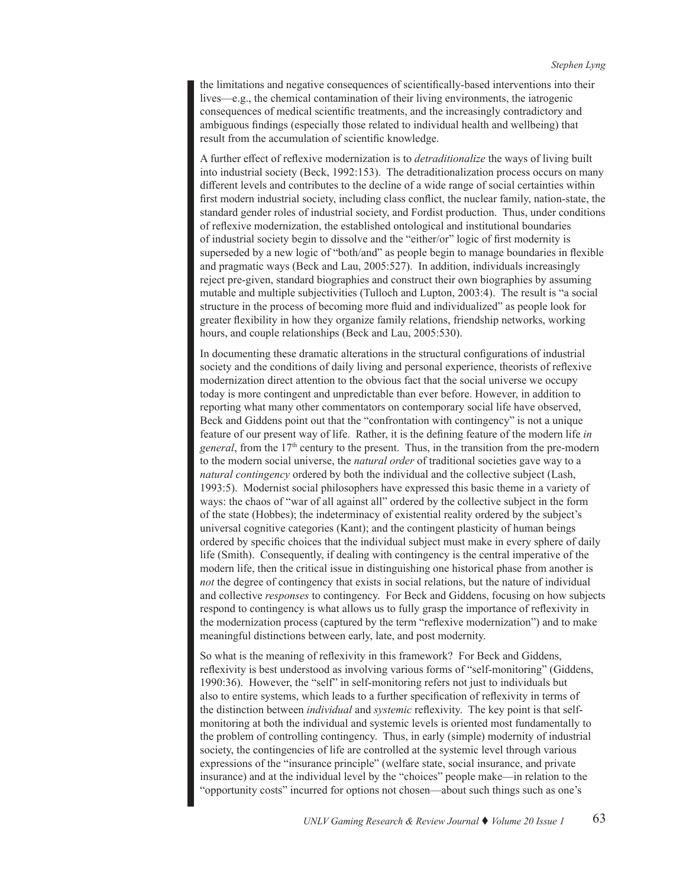the limitations and negative consequences of scientifically-based interventions into their lives—e.g., the chemical contamination of their living environments, the iatrogenic consequences of medical scientific treatments, and the increasingly contradictory and ambiguous findings (especially those related to individual health and wellbeing) that result from the accumulation of scientific knowledge.

A further effect of reflexive modernization is to *detraditionalize* the ways of living built into industrial society (Beck, 1992:153). The detraditionalization process occurs on many different levels and contributes to the decline of a wide range of social certainties within first modern industrial society, including class conflict, the nuclear family, nation-state, the standard gender roles of industrial society, and Fordist production. Thus, under conditions of reflexive modernization, the established ontological and institutional boundaries of industrial society begin to dissolve and the "either/or" logic of first modernity is superseded by a new logic of "both/and" as people begin to manage boundaries in flexible and pragmatic ways (Beck and Lau, 2005:527). In addition, individuals increasingly reject pre-given, standard biographies and construct their own biographies by assuming mutable and multiple subjectivities (Tulloch and Lupton, 2003:4). The result is "a social structure in the process of becoming more fluid and individualized" as people look for greater flexibility in how they organize family relations, friendship networks, working hours, and couple relationships (Beck and Lau, 2005:530).

In documenting these dramatic alterations in the structural configurations of industrial society and the conditions of daily living and personal experience, theorists of reflexive modernization direct attention to the obvious fact that the social universe we occupy today is more contingent and unpredictable than ever before. However, in addition to reporting what many other commentators on contemporary social life have observed, Beck and Giddens point out that the "confrontation with contingency" is not a unique feature of our present way of life. Rather, it is the defining feature of the modern life *in general*, from the 17th century to the present. Thus, in the transition from the pre-modern to the modern social universe, the *natural order* of traditional societies gave way to a *natural contingency* ordered by both the individual and the collective subject (Lash, 1993:5). Modernist social philosophers have expressed this basic theme in a variety of ways: the chaos of "war of all against all" ordered by the collective subject in the form of the state (Hobbes); the indeterminacy of existential reality ordered by the subject's universal cognitive categories (Kant); and the contingent plasticity of human beings ordered by specific choices that the individual subject must make in every sphere of daily life (Smith). Consequently, if dealing with contingency is the central imperative of the modern life, then the critical issue in distinguishing one historical phase from another is *not* the degree of contingency that exists in social relations, but the nature of individual and collective *responses* to contingency. For Beck and Giddens, focusing on how subjects respond to contingency is what allows us to fully grasp the importance of reflexivity in the modernization process (captured by the term "reflexive modernization") and to make meaningful distinctions between early, late, and post modernity.

So what is the meaning of reflexivity in this framework? For Beck and Giddens, reflexivity is best understood as involving various forms of "self-monitoring" (Giddens, 1990:36). However, the "self" in self-monitoring refers not just to individuals but also to entire systems, which leads to a further specification of reflexivity in terms of the distinction between *individual* and *systemic* reflexivity. The key point is that self-monitoring at both the individual and systemic levels is oriented most fundamentally to the problem of controlling contingency. Thus, in early (simple) modernity of industrial society, the contingencies of life are controlled at the systemic level through various expressions of the "insurance principle" (welfare state, social insurance, and private insurance) and at the individual level by the "choices" people make—in relation to the "opportunity costs" incurred for options not chosen—about such things such as one's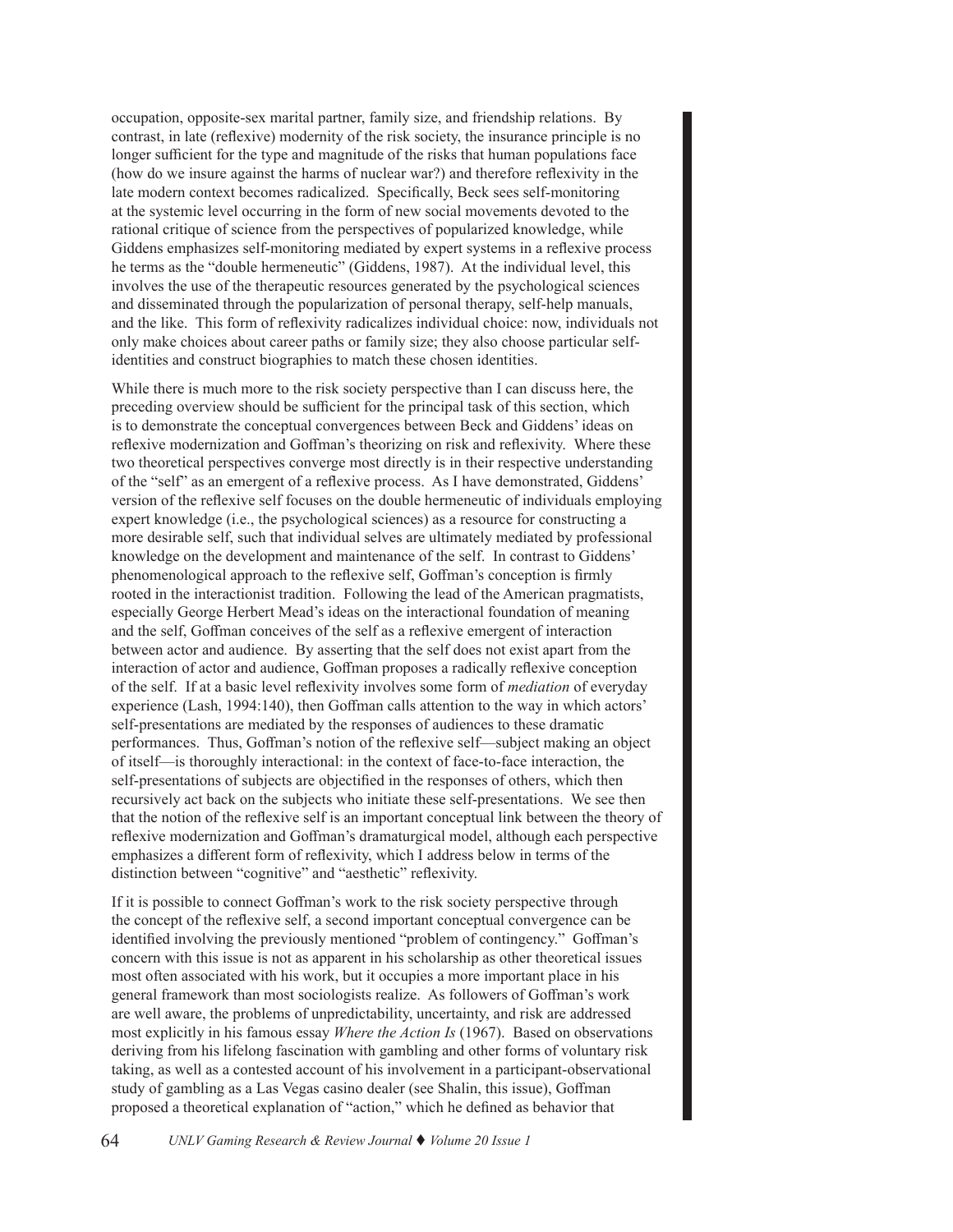occupation, opposite-sex marital partner, family size, and friendship relations. By contrast, in late (reflexive) modernity of the risk society, the insurance principle is no longer sufficient for the type and magnitude of the risks that human populations face (how do we insure against the harms of nuclear war?) and therefore reflexivity in the late modern context becomes radicalized. Specifically, Beck sees self-monitoring at the systemic level occurring in the form of new social movements devoted to the rational critique of science from the perspectives of popularized knowledge, while Giddens emphasizes self-monitoring mediated by expert systems in a reflexive process he terms as the "double hermeneutic" (Giddens, 1987). At the individual level, this involves the use of the therapeutic resources generated by the psychological sciences and disseminated through the popularization of personal therapy, self-help manuals, and the like. This form of reflexivity radicalizes individual choice: now, individuals not only make choices about career paths or family size; they also choose particular self-identities and construct biographies to match these chosen identities.

While there is much more to the risk society perspective than I can discuss here, the preceding overview should be sufficient for the principal task of this section, which is to demonstrate the conceptual convergences between Beck and Giddens' ideas on reflexive modernization and Goffman's theorizing on risk and reflexivity. Where these two theoretical perspectives converge most directly is in their respective understanding of the "self" as an emergent of a reflexive process. As I have demonstrated, Giddens' version of the reflexive self focuses on the double hermeneutic of individuals employing expert knowledge (i.e., the psychological sciences) as a resource for constructing a more desirable self, such that individual selves are ultimately mediated by professional knowledge on the development and maintenance of the self. In contrast to Giddens' phenomenological approach to the reflexive self, Goffman's conception is firmly rooted in the interactionist tradition. Following the lead of the American pragmatists, especially George Herbert Mead's ideas on the interactional foundation of meaning and the self, Goffman conceives of the self as a reflexive emergent of interaction between actor and audience. By asserting that the self does not exist apart from the interaction of actor and audience, Goffman proposes a radically reflexive conception of the self. If at a basic level reflexivity involves some form of *mediation* of everyday experience (Lash, 1994:140), then Goffman calls attention to the way in which actors' self-presentations are mediated by the responses of audiences to these dramatic performances. Thus, Goffman's notion of the reflexive self—subject making an object of itself—is thoroughly interactional: in the context of face-to-face interaction, the self-presentations of subjects are objectified in the responses of others, which then recursively act back on the subjects who initiate these self-presentations. We see then that the notion of the reflexive self is an important conceptual link between the theory of reflexive modernization and Goffman's dramaturgical model, although each perspective emphasizes a different form of reflexivity, which I address below in terms of the distinction between "cognitive" and "aesthetic" reflexivity.

If it is possible to connect Goffman's work to the risk society perspective through the concept of the reflexive self, a second important conceptual convergence can be identified involving the previously mentioned "problem of contingency." Goffman's concern with this issue is not as apparent in his scholarship as other theoretical issues most often associated with his work, but it occupies a more important place in his general framework than most sociologists realize. As followers of Goffman's work are well aware, the problems of unpredictability, uncertainty, and risk are addressed most explicitly in his famous essay *Where the Action Is* (1967). Based on observations deriving from his lifelong fascination with gambling and other forms of voluntary risk taking, as well as a contested account of his involvement in a participant-observational study of gambling as a Las Vegas casino dealer (see Shalin, this issue), Goffman proposed a theoretical explanation of "action," which he defined as behavior that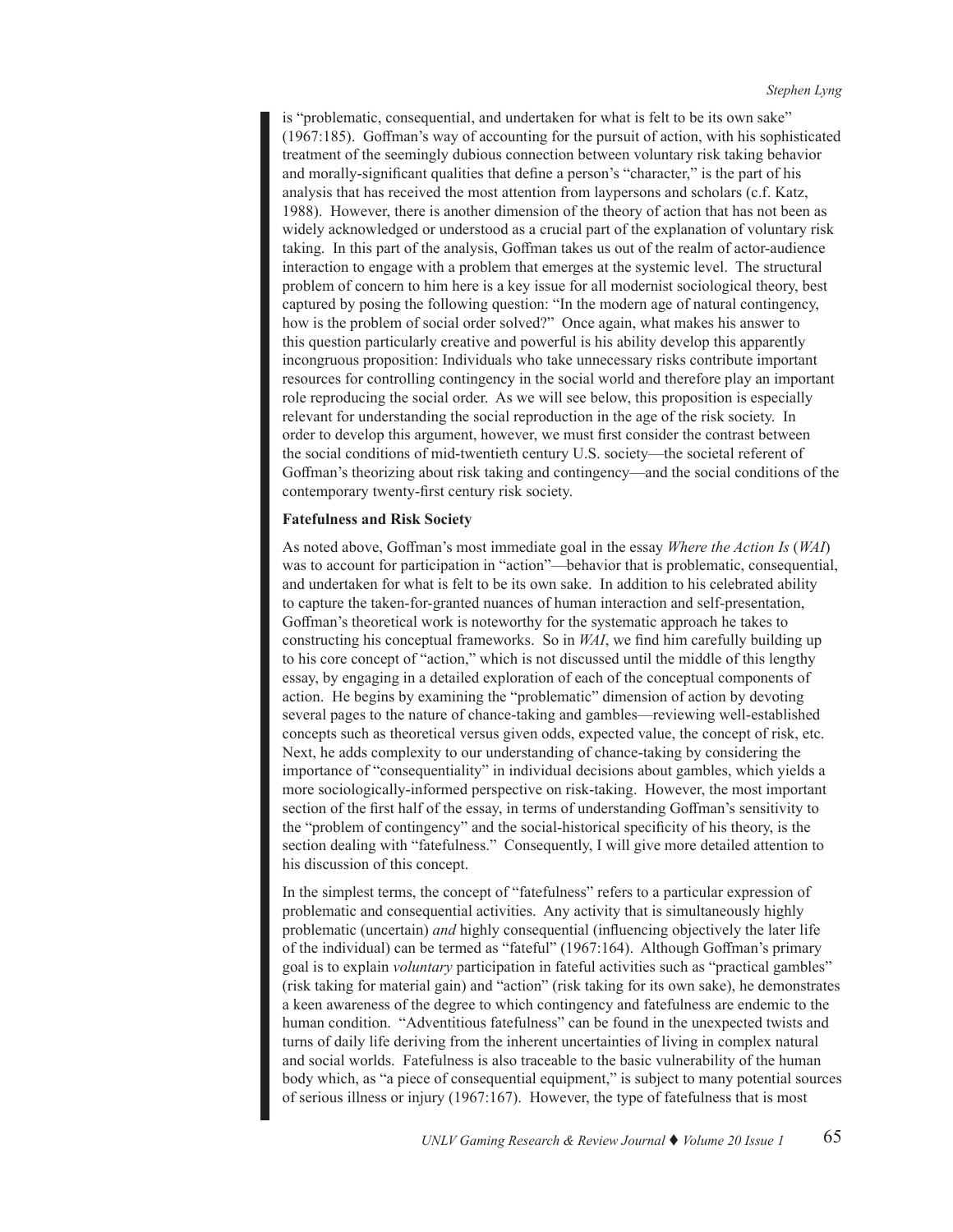is "problematic, consequential, and undertaken for what is felt to be its own sake" (1967:185). Goffman's way of accounting for the pursuit of action, with his sophisticated treatment of the seemingly dubious connection between voluntary risk taking behavior and morally-significant qualities that define a person's "character," is the part of his analysis that has received the most attention from laypersons and scholars (c.f. Katz, 1988). However, there is another dimension of the theory of action that has not been as widely acknowledged or understood as a crucial part of the explanation of voluntary risk taking. In this part of the analysis, Goffman takes us out of the realm of actor-audience interaction to engage with a problem that emerges at the systemic level. The structural problem of concern to him here is a key issue for all modernist sociological theory, best captured by posing the following question: "In the modern age of natural contingency, how is the problem of social order solved?" Once again, what makes his answer to this question particularly creative and powerful is his ability develop this apparently incongruous proposition: Individuals who take unnecessary risks contribute important resources for controlling contingency in the social world and therefore play an important role reproducing the social order. As we will see below, this proposition is especially relevant for understanding the social reproduction in the age of the risk society. In order to develop this argument, however, we must first consider the contrast between the social conditions of mid-twentieth century U.S. society—the societal referent of Goffman's theorizing about risk taking and contingency—and the social conditions of the contemporary twenty-first century risk society.

**Fatefulness and Risk Society**

As noted above, Goffman's most immediate goal in the essay *Where the Action Is* (*WAI*) was to account for participation in "action"—behavior that is problematic, consequential, and undertaken for what is felt to be its own sake. In addition to his celebrated ability to capture the taken-for-granted nuances of human interaction and self-presentation, Goffman's theoretical work is noteworthy for the systematic approach he takes to constructing his conceptual frameworks. So in *WAI*, we find him carefully building up to his core concept of "action," which is not discussed until the middle of this lengthy essay, by engaging in a detailed exploration of each of the conceptual components of action. He begins by examining the "problematic" dimension of action by devoting several pages to the nature of chance-taking and gambles—reviewing well-established concepts such as theoretical versus given odds, expected value, the concept of risk, etc. Next, he adds complexity to our understanding of chance-taking by considering the importance of "consequentiality" in individual decisions about gambles, which yields a more sociologically-informed perspective on risk-taking. However, the most important section of the first half of the essay, in terms of understanding Goffman's sensitivity to the "problem of contingency" and the social-historical specificity of his theory, is the section dealing with "fatefulness." Consequently, I will give more detailed attention to his discussion of this concept.

In the simplest terms, the concept of "fatefulness" refers to a particular expression of problematic and consequential activities. Any activity that is simultaneously highly problematic (uncertain) *and* highly consequential (influencing objectively the later life of the individual) can be termed as "fateful" (1967:164). Although Goffman's primary goal is to explain *voluntary* participation in fateful activities such as "practical gambles" (risk taking for material gain) and "action" (risk taking for its own sake), he demonstrates a keen awareness of the degree to which contingency and fatefulness are endemic to the human condition. "Adventitious fatefulness" can be found in the unexpected twists and turns of daily life deriving from the inherent uncertainties of living in complex natural and social worlds. Fatefulness is also traceable to the basic vulnerability of the human body which, as "a piece of consequential equipment," is subject to many potential sources of serious illness or injury (1967:167). However, the type of fatefulness that is most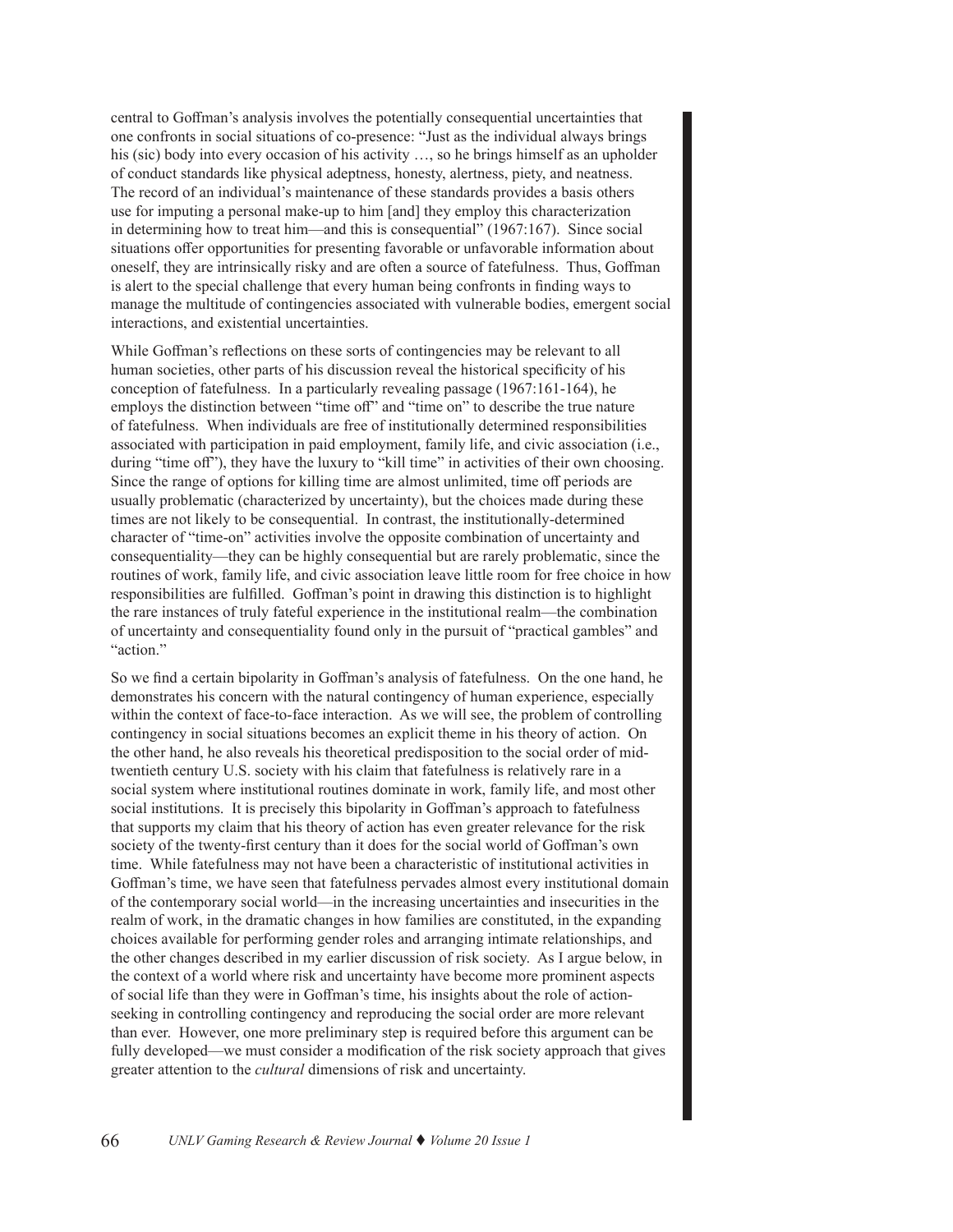central to Goffman's analysis involves the potentially consequential uncertainties that one confronts in social situations of co-presence: "Just as the individual always brings his (sic) body into every occasion of his activity …, so he brings himself as an upholder of conduct standards like physical adeptness, honesty, alertness, piety, and neatness. The record of an individual's maintenance of these standards provides a basis others use for imputing a personal make-up to him [and] they employ this characterization in determining how to treat him—and this is consequential" (1967:167). Since social situations offer opportunities for presenting favorable or unfavorable information about oneself, they are intrinsically risky and are often a source of fatefulness. Thus, Goffman is alert to the special challenge that every human being confronts in finding ways to manage the multitude of contingencies associated with vulnerable bodies, emergent social interactions, and existential uncertainties.

While Goffman's reflections on these sorts of contingencies may be relevant to all human societies, other parts of his discussion reveal the historical specificity of his conception of fatefulness. In a particularly revealing passage (1967:161-164), he employs the distinction between "time off" and "time on" to describe the true nature of fatefulness. When individuals are free of institutionally determined responsibilities associated with participation in paid employment, family life, and civic association (i.e., during "time off"), they have the luxury to "kill time" in activities of their own choosing. Since the range of options for killing time are almost unlimited, time off periods are usually problematic (characterized by uncertainty), but the choices made during these times are not likely to be consequential. In contrast, the institutionally-determined character of "time-on" activities involve the opposite combination of uncertainty and consequentiality—they can be highly consequential but are rarely problematic, since the routines of work, family life, and civic association leave little room for free choice in how responsibilities are fulfilled. Goffman's point in drawing this distinction is to highlight the rare instances of truly fateful experience in the institutional realm—the combination of uncertainty and consequentiality found only in the pursuit of "practical gambles" and "action."

So we find a certain bipolarity in Goffman's analysis of fatefulness. On the one hand, he demonstrates his concern with the natural contingency of human experience, especially within the context of face-to-face interaction. As we will see, the problem of controlling contingency in social situations becomes an explicit theme in his theory of action. On the other hand, he also reveals his theoretical predisposition to the social order of mid-twentieth century U.S. society with his claim that fatefulness is relatively rare in a social system where institutional routines dominate in work, family life, and most other social institutions. It is precisely this bipolarity in Goffman's approach to fatefulness that supports my claim that his theory of action has even greater relevance for the risk society of the twenty-first century than it does for the social world of Goffman's own time. While fatefulness may not have been a characteristic of institutional activities in Goffman's time, we have seen that fatefulness pervades almost every institutional domain of the contemporary social world—in the increasing uncertainties and insecurities in the realm of work, in the dramatic changes in how families are constituted, in the expanding choices available for performing gender roles and arranging intimate relationships, and the other changes described in my earlier discussion of risk society. As I argue below, in the context of a world where risk and uncertainty have become more prominent aspects of social life than they were in Goffman's time, his insights about the role of action-seeking in controlling contingency and reproducing the social order are more relevant than ever. However, one more preliminary step is required before this argument can be fully developed—we must consider a modification of the risk society approach that gives greater attention to the *cultural* dimensions of risk and uncertainty.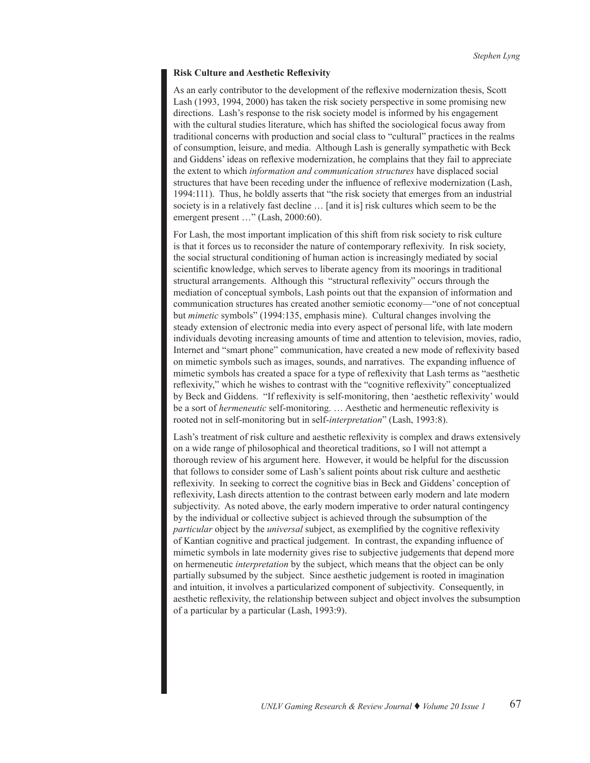### Risk Culture and Aesthetic Reflexivity

As an early contributor to the development of the reflexive modernization thesis, Scott Lash (1993, 1994, 2000) has taken the risk society perspective in some promising new directions. Lash's response to the risk society model is informed by his engagement with the cultural studies literature, which has shifted the sociological focus away from traditional concerns with production and social class to "cultural" practices in the realms of consumption, leisure, and media. Although Lash is generally sympathetic with Beck and Giddens' ideas on reflexive modernization, he complains that they fail to appreciate the extent to which *information and communication structures* have displaced social structures that have been receding under the influence of reflexive modernization (Lash, 1994:111). Thus, he boldly asserts that "the risk society that emerges from an industrial society is in a relatively fast decline … [and it is] risk cultures which seem to be the emergent present …" (Lash, 2000:60).

For Lash, the most important implication of this shift from risk society to risk culture is that it forces us to reconsider the nature of contemporary reflexivity. In risk society, the social structural conditioning of human action is increasingly mediated by social scientific knowledge, which serves to liberate agency from its moorings in traditional structural arrangements. Although this "structural reflexivity" occurs through the mediation of conceptual symbols, Lash points out that the expansion of information and communication structures has created another semiotic economy—"one of not conceptual but *mimetic* symbols" (1994:135, emphasis mine). Cultural changes involving the steady extension of electronic media into every aspect of personal life, with late modern individuals devoting increasing amounts of time and attention to television, movies, radio, Internet and "smart phone" communication, have created a new mode of reflexivity based on mimetic symbols such as images, sounds, and narratives. The expanding influence of mimetic symbols has created a space for a type of reflexivity that Lash terms as "aesthetic reflexivity," which he wishes to contrast with the "cognitive reflexivity" conceptualized by Beck and Giddens. "If reflexivity is self-monitoring, then 'aesthetic reflexivity' would be a sort of *hermeneutic* self-monitoring. … Aesthetic and hermeneutic reflexivity is rooted not in self-monitoring but in self-*interpretation*" (Lash, 1993:8).

Lash's treatment of risk culture and aesthetic reflexivity is complex and draws extensively on a wide range of philosophical and theoretical traditions, so I will not attempt a thorough review of his argument here. However, it would be helpful for the discussion that follows to consider some of Lash's salient points about risk culture and aesthetic reflexivity. In seeking to correct the cognitive bias in Beck and Giddens' conception of reflexivity, Lash directs attention to the contrast between early modern and late modern subjectivity. As noted above, the early modern imperative to order natural contingency by the individual or collective subject is achieved through the subsumption of the *particular* object by the *universal* subject, as exemplified by the cognitive reflexivity of Kantian cognitive and practical judgement. In contrast, the expanding influence of mimetic symbols in late modernity gives rise to subjective judgements that depend more on hermeneutic *interpretation* by the subject, which means that the object can be only partially subsumed by the subject. Since aesthetic judgement is rooted in imagination and intuition, it involves a particularized component of subjectivity. Consequently, in aesthetic reflexivity, the relationship between subject and object involves the subsumption of a particular by a particular (Lash, 1993:9).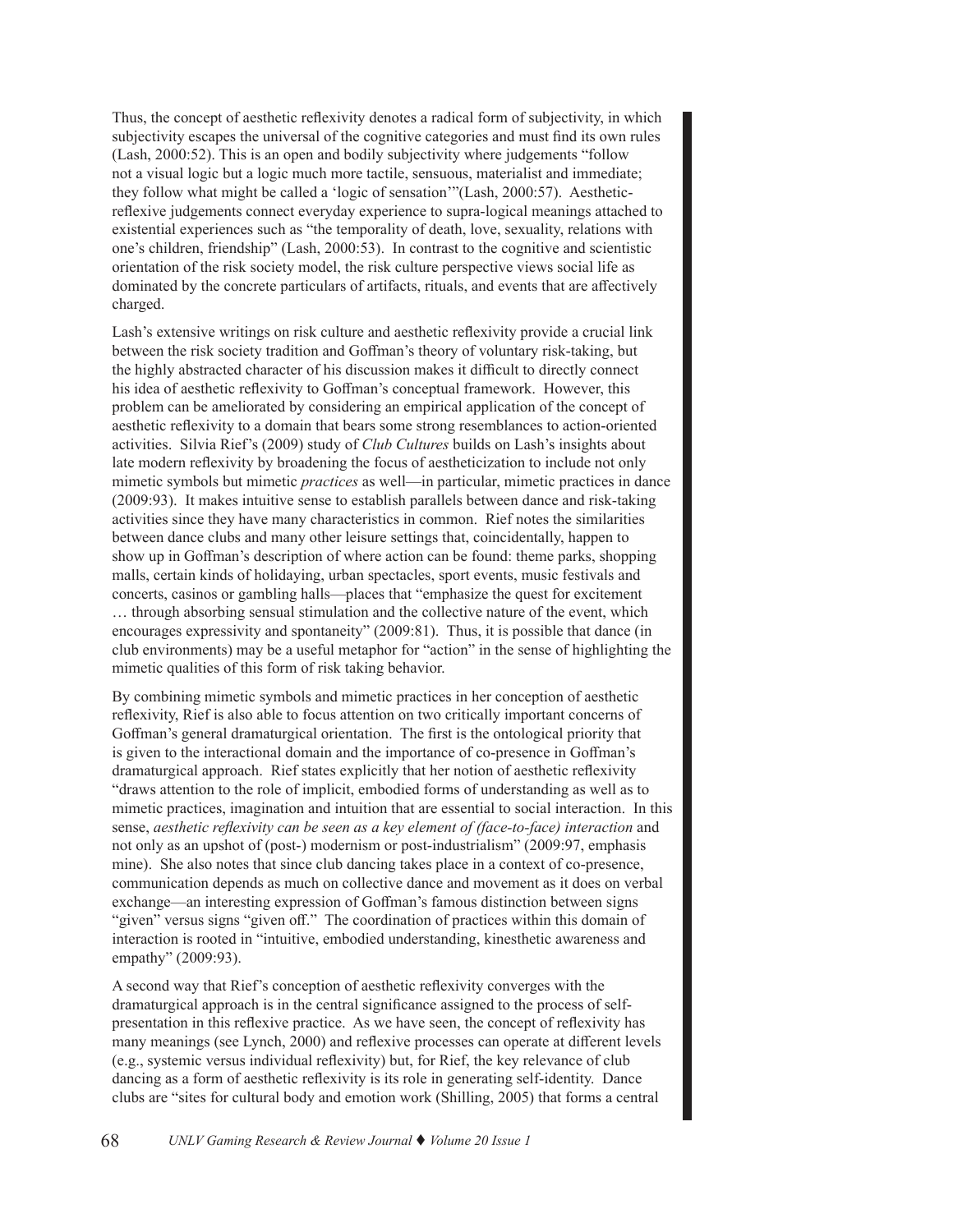Thus, the concept of aesthetic reflexivity denotes a radical form of subjectivity, in which subjectivity escapes the universal of the cognitive categories and must find its own rules (Lash, 2000:52). This is an open and bodily subjectivity where judgements "follow not a visual logic but a logic much more tactile, sensuous, materialist and immediate; they follow what might be called a 'logic of sensation'"(Lash, 2000:57). Aesthetic-reflexive judgements connect everyday experience to supra-logical meanings attached to existential experiences such as "the temporality of death, love, sexuality, relations with one's children, friendship" (Lash, 2000:53). In contrast to the cognitive and scientistic orientation of the risk society model, the risk culture perspective views social life as dominated by the concrete particulars of artifacts, rituals, and events that are affectively charged.

Lash's extensive writings on risk culture and aesthetic reflexivity provide a crucial link between the risk society tradition and Goffman's theory of voluntary risk-taking, but the highly abstracted character of his discussion makes it difficult to directly connect his idea of aesthetic reflexivity to Goffman's conceptual framework. However, this problem can be ameliorated by considering an empirical application of the concept of aesthetic reflexivity to a domain that bears some strong resemblances to action-oriented activities. Silvia Rief's (2009) study of *Club Cultures* builds on Lash's insights about late modern reflexivity by broadening the focus of aestheticization to include not only mimetic symbols but mimetic *practices* as well—in particular, mimetic practices in dance (2009:93). It makes intuitive sense to establish parallels between dance and risk-taking activities since they have many characteristics in common. Rief notes the similarities between dance clubs and many other leisure settings that, coincidentally, happen to show up in Goffman's description of where action can be found: theme parks, shopping malls, certain kinds of holidaying, urban spectacles, sport events, music festivals and concerts, casinos or gambling halls—places that "emphasize the quest for excitement … through absorbing sensual stimulation and the collective nature of the event, which encourages expressivity and spontaneity" (2009:81). Thus, it is possible that dance (in club environments) may be a useful metaphor for "action" in the sense of highlighting the mimetic qualities of this form of risk taking behavior.

By combining mimetic symbols and mimetic practices in her conception of aesthetic reflexivity, Rief is also able to focus attention on two critically important concerns of Goffman's general dramaturgical orientation. The first is the ontological priority that is given to the interactional domain and the importance of co-presence in Goffman's dramaturgical approach. Rief states explicitly that her notion of aesthetic reflexivity "draws attention to the role of implicit, embodied forms of understanding as well as to mimetic practices, imagination and intuition that are essential to social interaction. In this sense, *aesthetic reflexivity can be seen as a key element of (face-to-face) interaction* and not only as an upshot of (post-) modernism or post-industrialism" (2009:97, emphasis mine). She also notes that since club dancing takes place in a context of co-presence, communication depends as much on collective dance and movement as it does on verbal exchange—an interesting expression of Goffman's famous distinction between signs "given" versus signs "given off." The coordination of practices within this domain of interaction is rooted in "intuitive, embodied understanding, kinesthetic awareness and empathy" (2009:93).

A second way that Rief's conception of aesthetic reflexivity converges with the dramaturgical approach is in the central significance assigned to the process of self-presentation in this reflexive practice. As we have seen, the concept of reflexivity has many meanings (see Lynch, 2000) and reflexive processes can operate at different levels (e.g., systemic versus individual reflexivity) but, for Rief, the key relevance of club dancing as a form of aesthetic reflexivity is its role in generating self-identity. Dance clubs are "sites for cultural body and emotion work (Shilling, 2005) that forms a central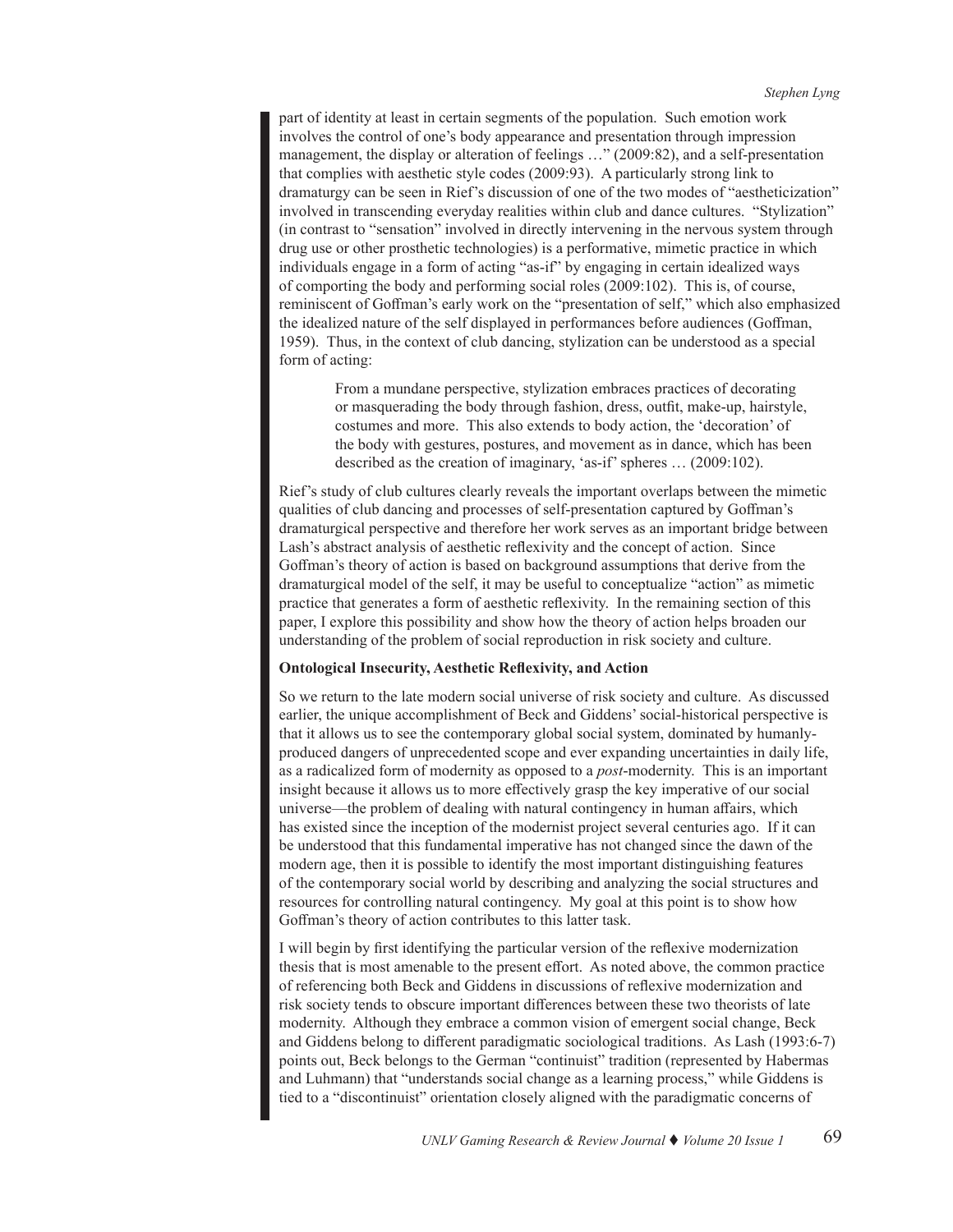part of identity at least in certain segments of the population. Such emotion work involves the control of one's body appearance and presentation through impression management, the display or alteration of feelings …" (2009:82), and a self-presentation that complies with aesthetic style codes (2009:93). A particularly strong link to dramaturgy can be seen in Rief's discussion of one of the two modes of "aestheticization" involved in transcending everyday realities within club and dance cultures. "Stylization" (in contrast to "sensation" involved in directly intervening in the nervous system through drug use or other prosthetic technologies) is a performative, mimetic practice in which individuals engage in a form of acting "as-if" by engaging in certain idealized ways of comporting the body and performing social roles (2009:102). This is, of course, reminiscent of Goffman's early work on the "presentation of self," which also emphasized the idealized nature of the self displayed in performances before audiences (Goffman, 1959). Thus, in the context of club dancing, stylization can be understood as a special form of acting:

> From a mundane perspective, stylization embraces practices of decorating or masquerading the body through fashion, dress, outfit, make-up, hairstyle, costumes and more. This also extends to body action, the 'decoration' of the body with gestures, postures, and movement as in dance, which has been described as the creation of imaginary, 'as-if' spheres … (2009:102).

Rief's study of club cultures clearly reveals the important overlaps between the mimetic qualities of club dancing and processes of self-presentation captured by Goffman's dramaturgical perspective and therefore her work serves as an important bridge between Lash's abstract analysis of aesthetic reflexivity and the concept of action. Since Goffman's theory of action is based on background assumptions that derive from the dramaturgical model of the self, it may be useful to conceptualize "action" as mimetic practice that generates a form of aesthetic reflexivity. In the remaining section of this paper, I explore this possibility and show how the theory of action helps broaden our understanding of the problem of social reproduction in risk society and culture.

**Ontological Insecurity, Aesthetic Reflexivity, and Action**

So we return to the late modern social universe of risk society and culture. As discussed earlier, the unique accomplishment of Beck and Giddens' social-historical perspective is that it allows us to see the contemporary global social system, dominated by humanly-produced dangers of unprecedented scope and ever expanding uncertainties in daily life, as a radicalized form of modernity as opposed to a *post*-modernity. This is an important insight because it allows us to more effectively grasp the key imperative of our social universe—the problem of dealing with natural contingency in human affairs, which has existed since the inception of the modernist project several centuries ago. If it can be understood that this fundamental imperative has not changed since the dawn of the modern age, then it is possible to identify the most important distinguishing features of the contemporary social world by describing and analyzing the social structures and resources for controlling natural contingency. My goal at this point is to show how Goffman's theory of action contributes to this latter task.

I will begin by first identifying the particular version of the reflexive modernization thesis that is most amenable to the present effort. As noted above, the common practice of referencing both Beck and Giddens in discussions of reflexive modernization and risk society tends to obscure important differences between these two theorists of late modernity. Although they embrace a common vision of emergent social change, Beck and Giddens belong to different paradigmatic sociological traditions. As Lash (1993:6-7) points out, Beck belongs to the German "continuist" tradition (represented by Habermas and Luhmann) that "understands social change as a learning process," while Giddens is tied to a "discontinuist" orientation closely aligned with the paradigmatic concerns of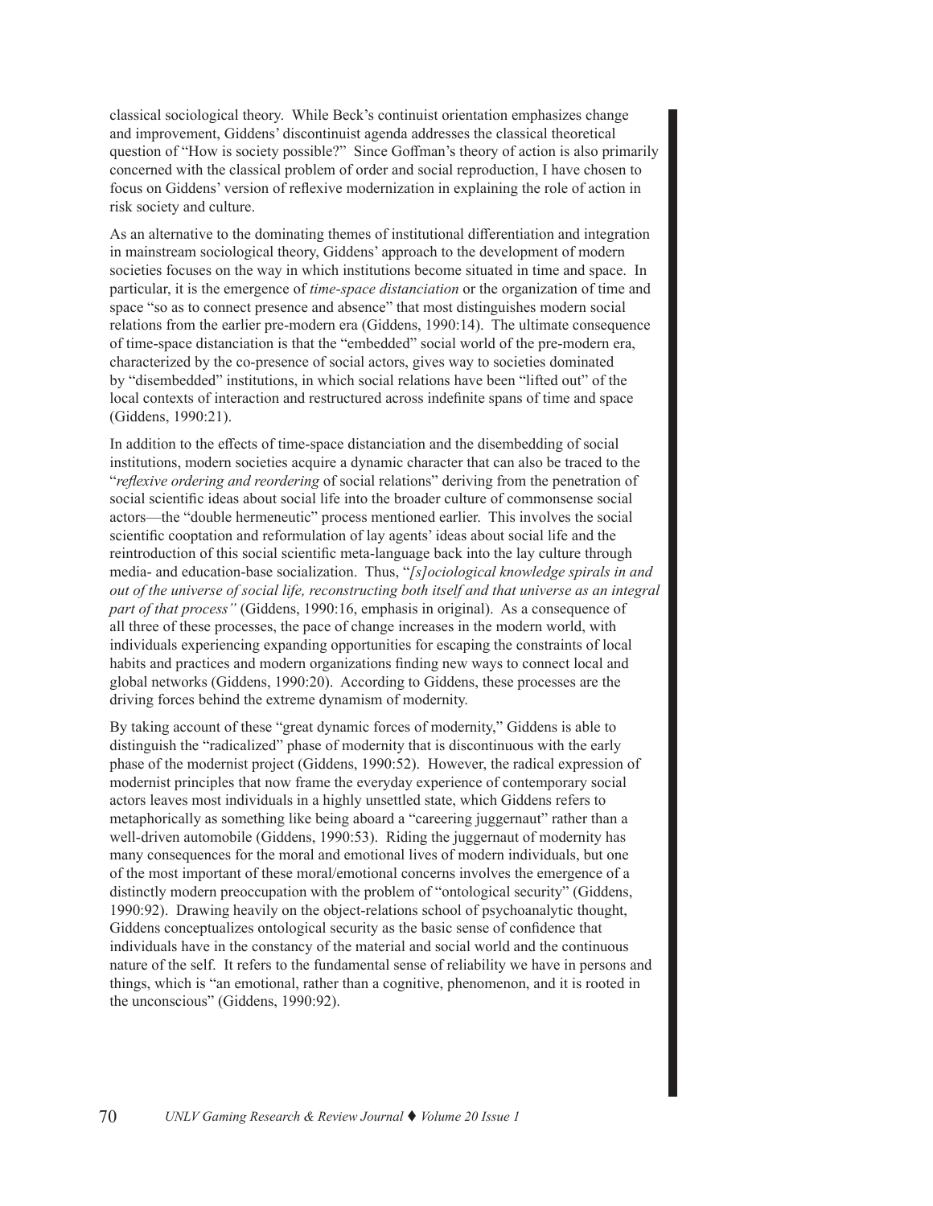classical sociological theory. While Beck's continuist orientation emphasizes change and improvement, Giddens' discontinuist agenda addresses the classical theoretical question of "How is society possible?" Since Goffman's theory of action is also primarily concerned with the classical problem of order and social reproduction, I have chosen to focus on Giddens' version of reflexive modernization in explaining the role of action in risk society and culture.

As an alternative to the dominating themes of institutional differentiation and integration in mainstream sociological theory, Giddens' approach to the development of modern societies focuses on the way in which institutions become situated in time and space. In particular, it is the emergence of *time-space distanciation* or the organization of time and space "so as to connect presence and absence" that most distinguishes modern social relations from the earlier pre-modern era (Giddens, 1990:14). The ultimate consequence of time-space distanciation is that the "embedded" social world of the pre-modern era, characterized by the co-presence of social actors, gives way to societies dominated by "disembedded" institutions, in which social relations have been "lifted out" of the local contexts of interaction and restructured across indefinite spans of time and space (Giddens, 1990:21).

In addition to the effects of time-space distanciation and the disembedding of social institutions, modern societies acquire a dynamic character that can also be traced to the "*reflexive ordering and reordering* of social relations" deriving from the penetration of social scientific ideas about social life into the broader culture of commonsense social actors—the "double hermeneutic" process mentioned earlier. This involves the social scientific cooptation and reformulation of lay agents' ideas about social life and the reintroduction of this social scientific meta-language back into the lay culture through media- and education-base socialization. Thus, "*[s]ociological knowledge spirals in and out of the universe of social life, reconstructing both itself and that universe as an integral part of that process"* (Giddens, 1990:16, emphasis in original). As a consequence of all three of these processes, the pace of change increases in the modern world, with individuals experiencing expanding opportunities for escaping the constraints of local habits and practices and modern organizations finding new ways to connect local and global networks (Giddens, 1990:20). According to Giddens, these processes are the driving forces behind the extreme dynamism of modernity.

By taking account of these "great dynamic forces of modernity," Giddens is able to distinguish the "radicalized" phase of modernity that is discontinuous with the early phase of the modernist project (Giddens, 1990:52). However, the radical expression of modernist principles that now frame the everyday experience of contemporary social actors leaves most individuals in a highly unsettled state, which Giddens refers to metaphorically as something like being aboard a "careering juggernaut" rather than a well-driven automobile (Giddens, 1990:53). Riding the juggernaut of modernity has many consequences for the moral and emotional lives of modern individuals, but one of the most important of these moral/emotional concerns involves the emergence of a distinctly modern preoccupation with the problem of "ontological security" (Giddens, 1990:92). Drawing heavily on the object-relations school of psychoanalytic thought, Giddens conceptualizes ontological security as the basic sense of confidence that individuals have in the constancy of the material and social world and the continuous nature of the self. It refers to the fundamental sense of reliability we have in persons and things, which is "an emotional, rather than a cognitive, phenomenon, and it is rooted in the unconscious" (Giddens, 1990:92).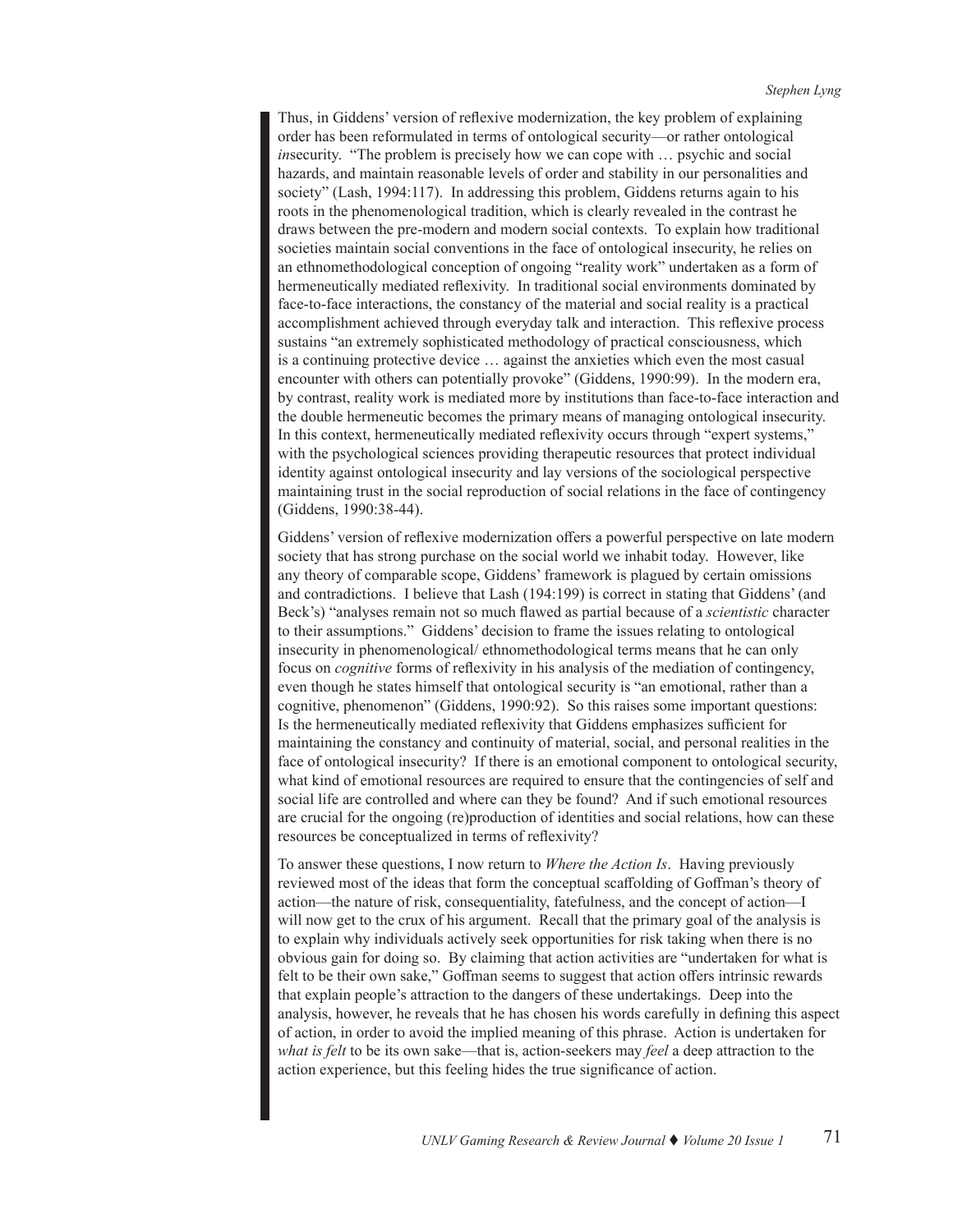Thus, in Giddens' version of reflexive modernization, the key problem of explaining order has been reformulated in terms of ontological security—or rather ontological *in*security. "The problem is precisely how we can cope with … psychic and social hazards, and maintain reasonable levels of order and stability in our personalities and society" (Lash, 1994:117). In addressing this problem, Giddens returns again to his roots in the phenomenological tradition, which is clearly revealed in the contrast he draws between the pre-modern and modern social contexts. To explain how traditional societies maintain social conventions in the face of ontological insecurity, he relies on an ethnomethodological conception of ongoing "reality work" undertaken as a form of hermeneutically mediated reflexivity. In traditional social environments dominated by face-to-face interactions, the constancy of the material and social reality is a practical accomplishment achieved through everyday talk and interaction. This reflexive process sustains "an extremely sophisticated methodology of practical consciousness, which is a continuing protective device … against the anxieties which even the most casual encounter with others can potentially provoke" (Giddens, 1990:99). In the modern era, by contrast, reality work is mediated more by institutions than face-to-face interaction and the double hermeneutic becomes the primary means of managing ontological insecurity. In this context, hermeneutically mediated reflexivity occurs through "expert systems," with the psychological sciences providing therapeutic resources that protect individual identity against ontological insecurity and lay versions of the sociological perspective maintaining trust in the social reproduction of social relations in the face of contingency (Giddens, 1990:38-44).

Giddens' version of reflexive modernization offers a powerful perspective on late modern society that has strong purchase on the social world we inhabit today. However, like any theory of comparable scope, Giddens' framework is plagued by certain omissions and contradictions. I believe that Lash (194:199) is correct in stating that Giddens' (and Beck's) "analyses remain not so much flawed as partial because of a *scientistic* character to their assumptions." Giddens' decision to frame the issues relating to ontological insecurity in phenomenological/ ethnomethodological terms means that he can only focus on *cognitive* forms of reflexivity in his analysis of the mediation of contingency, even though he states himself that ontological security is "an emotional, rather than a cognitive, phenomenon" (Giddens, 1990:92). So this raises some important questions: Is the hermeneutically mediated reflexivity that Giddens emphasizes sufficient for maintaining the constancy and continuity of material, social, and personal realities in the face of ontological insecurity? If there is an emotional component to ontological security, what kind of emotional resources are required to ensure that the contingencies of self and social life are controlled and where can they be found? And if such emotional resources are crucial for the ongoing (re)production of identities and social relations, how can these resources be conceptualized in terms of reflexivity?

To answer these questions, I now return to *Where the Action Is*. Having previously reviewed most of the ideas that form the conceptual scaffolding of Goffman's theory of action—the nature of risk, consequentiality, fatefulness, and the concept of action—I will now get to the crux of his argument. Recall that the primary goal of the analysis is to explain why individuals actively seek opportunities for risk taking when there is no obvious gain for doing so. By claiming that action activities are "undertaken for what is felt to be their own sake," Goffman seems to suggest that action offers intrinsic rewards that explain people's attraction to the dangers of these undertakings. Deep into the analysis, however, he reveals that he has chosen his words carefully in defining this aspect of action, in order to avoid the implied meaning of this phrase. Action is undertaken for *what is felt* to be its own sake—that is, action-seekers may *feel* a deep attraction to the action experience, but this feeling hides the true significance of action.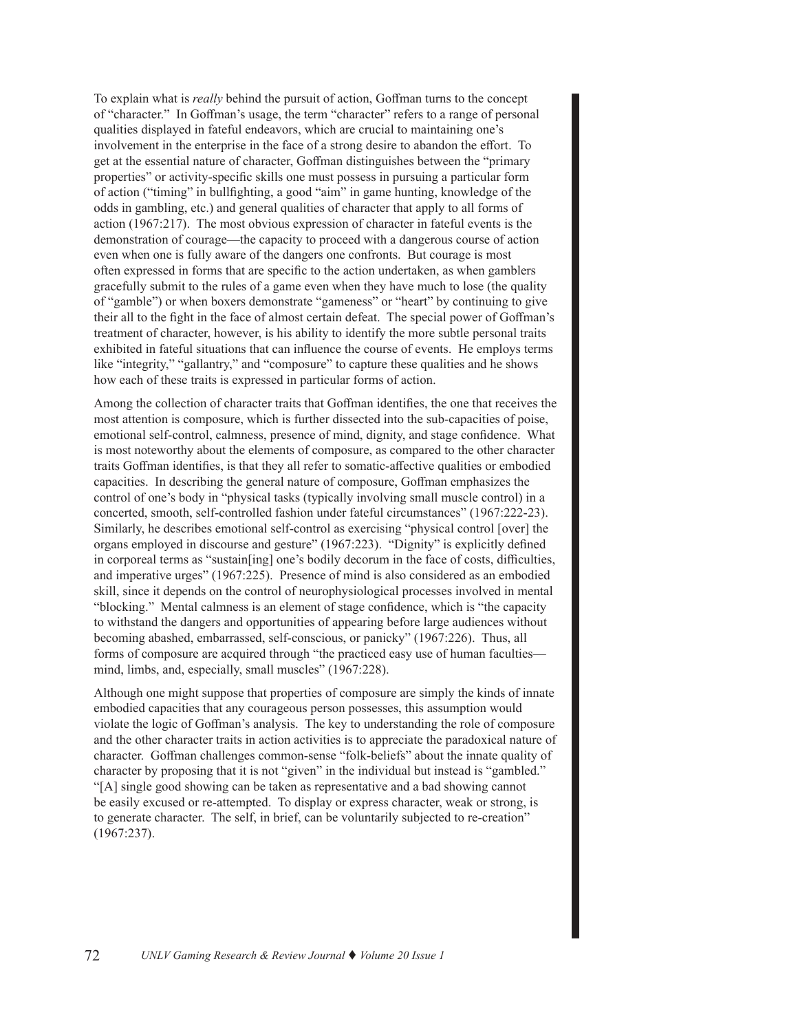To explain what is *really* behind the pursuit of action, Goffman turns to the concept of "character." In Goffman's usage, the term "character" refers to a range of personal qualities displayed in fateful endeavors, which are crucial to maintaining one's involvement in the enterprise in the face of a strong desire to abandon the effort. To get at the essential nature of character, Goffman distinguishes between the "primary properties" or activity-specific skills one must possess in pursuing a particular form of action ("timing" in bullfighting, a good "aim" in game hunting, knowledge of the odds in gambling, etc.) and general qualities of character that apply to all forms of action (1967:217). The most obvious expression of character in fateful events is the demonstration of courage—the capacity to proceed with a dangerous course of action even when one is fully aware of the dangers one confronts. But courage is most often expressed in forms that are specific to the action undertaken, as when gamblers gracefully submit to the rules of a game even when they have much to lose (the quality of "gamble") or when boxers demonstrate "gameness" or "heart" by continuing to give their all to the fight in the face of almost certain defeat. The special power of Goffman's treatment of character, however, is his ability to identify the more subtle personal traits exhibited in fateful situations that can influence the course of events. He employs terms like "integrity," "gallantry," and "composure" to capture these qualities and he shows how each of these traits is expressed in particular forms of action.

Among the collection of character traits that Goffman identifies, the one that receives the most attention is composure, which is further dissected into the sub-capacities of poise, emotional self-control, calmness, presence of mind, dignity, and stage confidence. What is most noteworthy about the elements of composure, as compared to the other character traits Goffman identifies, is that they all refer to somatic-affective qualities or embodied capacities. In describing the general nature of composure, Goffman emphasizes the control of one's body in "physical tasks (typically involving small muscle control) in a concerted, smooth, self-controlled fashion under fateful circumstances" (1967:222-23). Similarly, he describes emotional self-control as exercising "physical control [over] the organs employed in discourse and gesture" (1967:223). "Dignity" is explicitly defined in corporeal terms as "sustain[ing] one's bodily decorum in the face of costs, difficulties, and imperative urges" (1967:225). Presence of mind is also considered as an embodied skill, since it depends on the control of neurophysiological processes involved in mental "blocking." Mental calmness is an element of stage confidence, which is "the capacity to withstand the dangers and opportunities of appearing before large audiences without becoming abashed, embarrassed, self-conscious, or panicky" (1967:226). Thus, all forms of composure are acquired through "the practiced easy use of human faculties—mind, limbs, and, especially, small muscles" (1967:228).

Although one might suppose that properties of composure are simply the kinds of innate embodied capacities that any courageous person possesses, this assumption would violate the logic of Goffman's analysis. The key to understanding the role of composure and the other character traits in action activities is to appreciate the paradoxical nature of character. Goffman challenges common-sense "folk-beliefs" about the innate quality of character by proposing that it is not "given" in the individual but instead is "gambled." "[A] single good showing can be taken as representative and a bad showing cannot be easily excused or re-attempted. To display or express character, weak or strong, is to generate character. The self, in brief, can be voluntarily subjected to re-creation" (1967:237).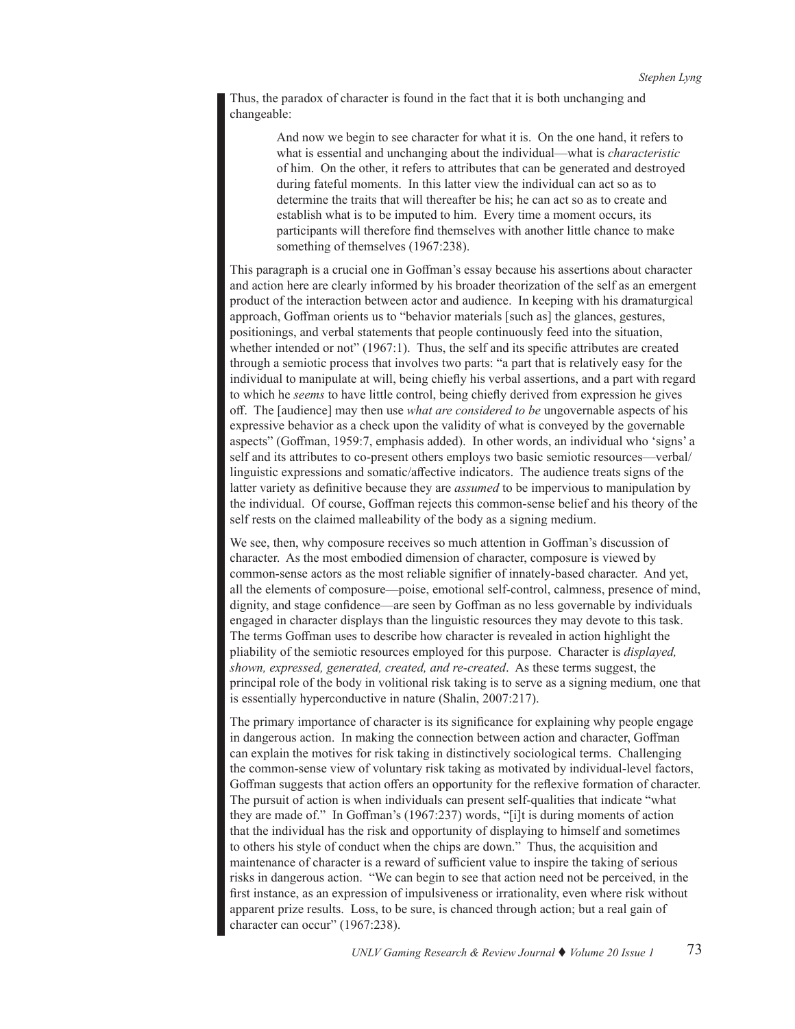Thus, the paradox of character is found in the fact that it is both unchanging and changeable:

> And now we begin to see character for what it is. On the one hand, it refers to what is essential and unchanging about the individual—what is *characteristic* of him. On the other, it refers to attributes that can be generated and destroyed during fateful moments. In this latter view the individual can act so as to determine the traits that will thereafter be his; he can act so as to create and establish what is to be imputed to him. Every time a moment occurs, its participants will therefore find themselves with another little chance to make something of themselves (1967:238).

This paragraph is a crucial one in Goffman's essay because his assertions about character and action here are clearly informed by his broader theorization of the self as an emergent product of the interaction between actor and audience. In keeping with his dramaturgical approach, Goffman orients us to "behavior materials [such as] the glances, gestures, positionings, and verbal statements that people continuously feed into the situation, whether intended or not" (1967:1). Thus, the self and its specific attributes are created through a semiotic process that involves two parts: "a part that is relatively easy for the individual to manipulate at will, being chiefly his verbal assertions, and a part with regard to which he *seems* to have little control, being chiefly derived from expression he gives off. The [audience] may then use *what are considered to be* ungovernable aspects of his expressive behavior as a check upon the validity of what is conveyed by the governable aspects" (Goffman, 1959:7, emphasis added). In other words, an individual who 'signs' a self and its attributes to co-present others employs two basic semiotic resources—verbal/linguistic expressions and somatic/affective indicators. The audience treats signs of the latter variety as definitive because they are *assumed* to be impervious to manipulation by the individual. Of course, Goffman rejects this common-sense belief and his theory of the self rests on the claimed malleability of the body as a signing medium.

We see, then, why composure receives so much attention in Goffman's discussion of character. As the most embodied dimension of character, composure is viewed by common-sense actors as the most reliable signifier of innately-based character. And yet, all the elements of composure—poise, emotional self-control, calmness, presence of mind, dignity, and stage confidence—are seen by Goffman as no less governable by individuals engaged in character displays than the linguistic resources they may devote to this task. The terms Goffman uses to describe how character is revealed in action highlight the pliability of the semiotic resources employed for this purpose. Character is *displayed, shown, expressed, generated, created, and re-created*. As these terms suggest, the principal role of the body in volitional risk taking is to serve as a signing medium, one that is essentially hyperconductive in nature (Shalin, 2007:217).

The primary importance of character is its significance for explaining why people engage in dangerous action. In making the connection between action and character, Goffman can explain the motives for risk taking in distinctively sociological terms. Challenging the common-sense view of voluntary risk taking as motivated by individual-level factors, Goffman suggests that action offers an opportunity for the reflexive formation of character. The pursuit of action is when individuals can present self-qualities that indicate "what they are made of." In Goffman's (1967:237) words, "[i]t is during moments of action that the individual has the risk and opportunity of displaying to himself and sometimes to others his style of conduct when the chips are down." Thus, the acquisition and maintenance of character is a reward of sufficient value to inspire the taking of serious risks in dangerous action. "We can begin to see that action need not be perceived, in the first instance, as an expression of impulsiveness or irrationality, even where risk without apparent prize results. Loss, to be sure, is chanced through action; but a real gain of character can occur" (1967:238).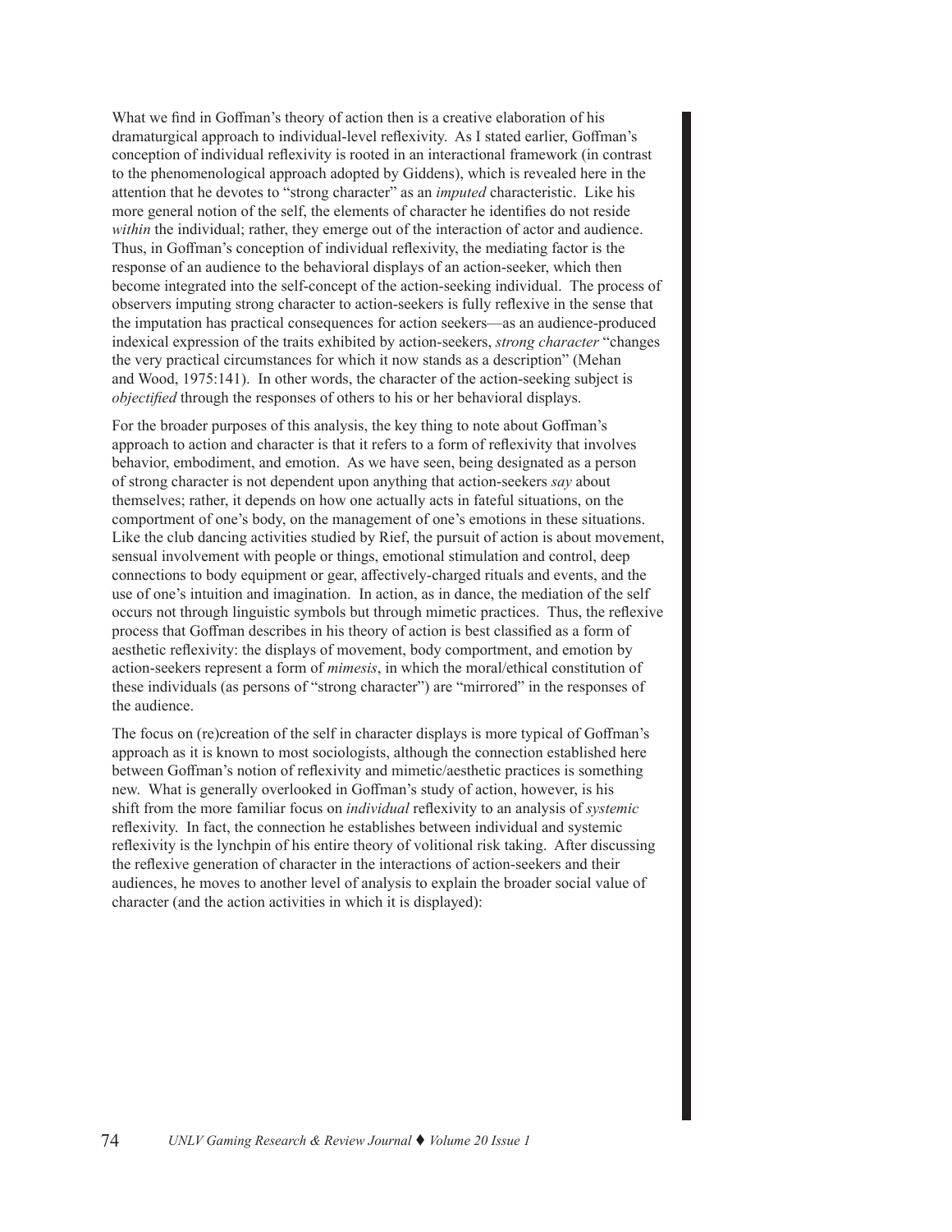What we find in Goffman's theory of action then is a creative elaboration of his dramaturgical approach to individual-level reflexivity. As I stated earlier, Goffman's conception of individual reflexivity is rooted in an interactional framework (in contrast to the phenomenological approach adopted by Giddens), which is revealed here in the attention that he devotes to "strong character" as an *imputed* characteristic. Like his more general notion of the self, the elements of character he identifies do not reside *within* the individual; rather, they emerge out of the interaction of actor and audience. Thus, in Goffman's conception of individual reflexivity, the mediating factor is the response of an audience to the behavioral displays of an action-seeker, which then become integrated into the self-concept of the action-seeking individual. The process of observers imputing strong character to action-seekers is fully reflexive in the sense that the imputation has practical consequences for action seekers—as an audience-produced indexical expression of the traits exhibited by action-seekers, *strong character* "changes the very practical circumstances for which it now stands as a description" (Mehan and Wood, 1975:141). In other words, the character of the action-seeking subject is *objectified* through the responses of others to his or her behavioral displays.

For the broader purposes of this analysis, the key thing to note about Goffman's approach to action and character is that it refers to a form of reflexivity that involves behavior, embodiment, and emotion. As we have seen, being designated as a person of strong character is not dependent upon anything that action-seekers *say* about themselves; rather, it depends on how one actually acts in fateful situations, on the comportment of one's body, on the management of one's emotions in these situations. Like the club dancing activities studied by Rief, the pursuit of action is about movement, sensual involvement with people or things, emotional stimulation and control, deep connections to body equipment or gear, affectively-charged rituals and events, and the use of one's intuition and imagination. In action, as in dance, the mediation of the self occurs not through linguistic symbols but through mimetic practices. Thus, the reflexive process that Goffman describes in his theory of action is best classified as a form of aesthetic reflexivity: the displays of movement, body comportment, and emotion by action-seekers represent a form of *mimesis*, in which the moral/ethical constitution of these individuals (as persons of "strong character") are "mirrored" in the responses of the audience.

The focus on (re)creation of the self in character displays is more typical of Goffman's approach as it is known to most sociologists, although the connection established here between Goffman's notion of reflexivity and mimetic/aesthetic practices is something new. What is generally overlooked in Goffman's study of action, however, is his shift from the more familiar focus on *individual* reflexivity to an analysis of *systemic* reflexivity. In fact, the connection he establishes between individual and systemic reflexivity is the lynchpin of his entire theory of volitional risk taking. After discussing the reflexive generation of character in the interactions of action-seekers and their audiences, he moves to another level of analysis to explain the broader social value of character (and the action activities in which it is displayed):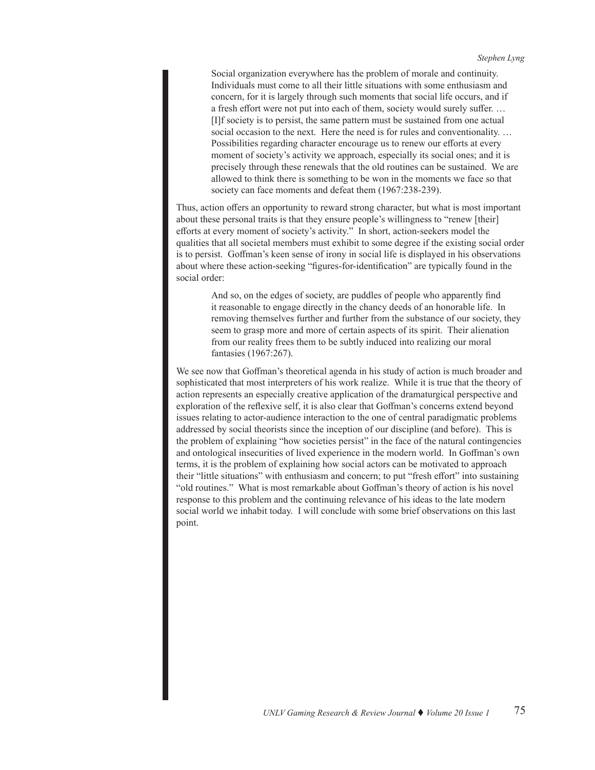> Social organization everywhere has the problem of morale and continuity. Individuals must come to all their little situations with some enthusiasm and concern, for it is largely through such moments that social life occurs, and if a fresh effort were not put into each of them, society would surely suffer. … [I]f society is to persist, the same pattern must be sustained from one actual social occasion to the next. Here the need is for rules and conventionality. … Possibilities regarding character encourage us to renew our efforts at every moment of society's activity we approach, especially its social ones; and it is precisely through these renewals that the old routines can be sustained. We are allowed to think there is something to be won in the moments we face so that society can face moments and defeat them (1967:238-239).

Thus, action offers an opportunity to reward strong character, but what is most important about these personal traits is that they ensure people's willingness to "renew [their] efforts at every moment of society's activity." In short, action-seekers model the qualities that all societal members must exhibit to some degree if the existing social order is to persist. Goffman's keen sense of irony in social life is displayed in his observations about where these action-seeking "figures-for-identification" are typically found in the social order:

> And so, on the edges of society, are puddles of people who apparently find it reasonable to engage directly in the chancy deeds of an honorable life. In removing themselves further and further from the substance of our society, they seem to grasp more and more of certain aspects of its spirit. Their alienation from our reality frees them to be subtly induced into realizing our moral fantasies (1967:267).

We see now that Goffman's theoretical agenda in his study of action is much broader and sophisticated that most interpreters of his work realize. While it is true that the theory of action represents an especially creative application of the dramaturgical perspective and exploration of the reflexive self, it is also clear that Goffman's concerns extend beyond issues relating to actor-audience interaction to the one of central paradigmatic problems addressed by social theorists since the inception of our discipline (and before). This is the problem of explaining "how societies persist" in the face of the natural contingencies and ontological insecurities of lived experience in the modern world. In Goffman's own terms, it is the problem of explaining how social actors can be motivated to approach their "little situations" with enthusiasm and concern; to put "fresh effort" into sustaining "old routines." What is most remarkable about Goffman's theory of action is his novel response to this problem and the continuing relevance of his ideas to the late modern social world we inhabit today. I will conclude with some brief observations on this last point.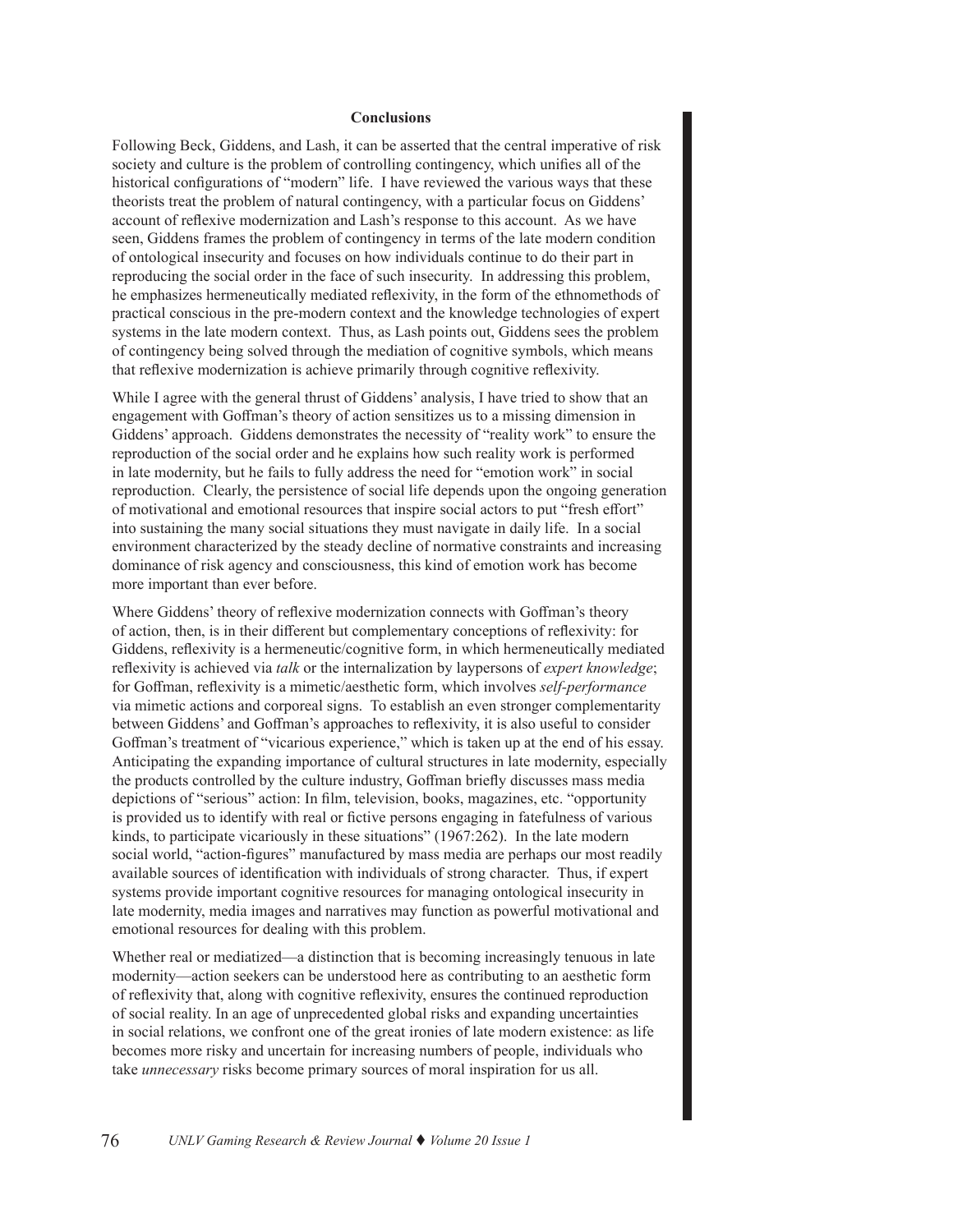## Conclusions

Following Beck, Giddens, and Lash, it can be asserted that the central imperative of risk society and culture is the problem of controlling contingency, which unifies all of the historical configurations of "modern" life. I have reviewed the various ways that these theorists treat the problem of natural contingency, with a particular focus on Giddens' account of reflexive modernization and Lash's response to this account. As we have seen, Giddens frames the problem of contingency in terms of the late modern condition of ontological insecurity and focuses on how individuals continue to do their part in reproducing the social order in the face of such insecurity. In addressing this problem, he emphasizes hermeneutically mediated reflexivity, in the form of the ethnomethods of practical conscious in the pre-modern context and the knowledge technologies of expert systems in the late modern context. Thus, as Lash points out, Giddens sees the problem of contingency being solved through the mediation of cognitive symbols, which means that reflexive modernization is achieve primarily through cognitive reflexivity.

While I agree with the general thrust of Giddens' analysis, I have tried to show that an engagement with Goffman's theory of action sensitizes us to a missing dimension in Giddens' approach. Giddens demonstrates the necessity of "reality work" to ensure the reproduction of the social order and he explains how such reality work is performed in late modernity, but he fails to fully address the need for "emotion work" in social reproduction. Clearly, the persistence of social life depends upon the ongoing generation of motivational and emotional resources that inspire social actors to put "fresh effort" into sustaining the many social situations they must navigate in daily life. In a social environment characterized by the steady decline of normative constraints and increasing dominance of risk agency and consciousness, this kind of emotion work has become more important than ever before.

Where Giddens' theory of reflexive modernization connects with Goffman's theory of action, then, is in their different but complementary conceptions of reflexivity: for Giddens, reflexivity is a hermeneutic/cognitive form, in which hermeneutically mediated reflexivity is achieved via *talk* or the internalization by laypersons of *expert knowledge*; for Goffman, reflexivity is a mimetic/aesthetic form, which involves *self-performance* via mimetic actions and corporeal signs. To establish an even stronger complementarity between Giddens' and Goffman's approaches to reflexivity, it is also useful to consider Goffman's treatment of "vicarious experience," which is taken up at the end of his essay. Anticipating the expanding importance of cultural structures in late modernity, especially the products controlled by the culture industry, Goffman briefly discusses mass media depictions of "serious" action: In film, television, books, magazines, etc. "opportunity is provided us to identify with real or fictive persons engaging in fatefulness of various kinds, to participate vicariously in these situations" (1967:262). In the late modern social world, "action-figures" manufactured by mass media are perhaps our most readily available sources of identification with individuals of strong character. Thus, if expert systems provide important cognitive resources for managing ontological insecurity in late modernity, media images and narratives may function as powerful motivational and emotional resources for dealing with this problem.

Whether real or mediatized—a distinction that is becoming increasingly tenuous in late modernity—action seekers can be understood here as contributing to an aesthetic form of reflexivity that, along with cognitive reflexivity, ensures the continued reproduction of social reality. In an age of unprecedented global risks and expanding uncertainties in social relations, we confront one of the great ironies of late modern existence: as life becomes more risky and uncertain for increasing numbers of people, individuals who take *unnecessary* risks become primary sources of moral inspiration for us all.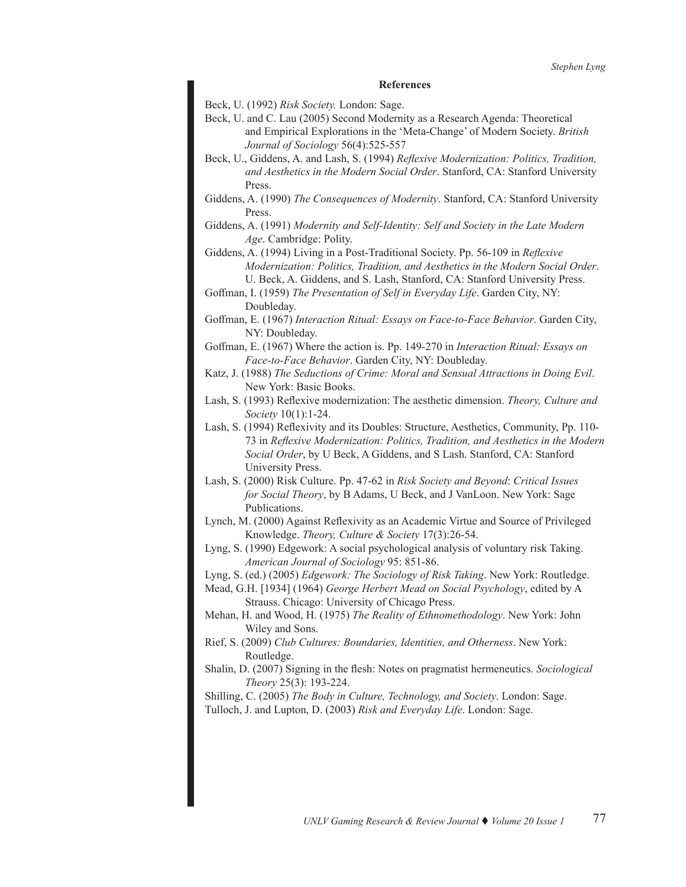### References

Beck, U. (1992) *Risk Society.* London: Sage.

Beck, U. and C. Lau (2005) Second Modernity as a Research Agenda: Theoretical and Empirical Explorations in the 'Meta-Change' of Modern Society. *British Journal of Sociology* 56(4):525-557

Beck, U., Giddens, A. and Lash, S. (1994) *Reflexive Modernization: Politics, Tradition, and Aesthetics in the Modern Social Order*. Stanford, CA: Stanford University Press.

Giddens, A. (1990) *The Consequences of Modernity*. Stanford, CA: Stanford University Press.

Giddens, A. (1991) *Modernity and Self-Identity: Self and Society in the Late Modern Age*. Cambridge: Polity.

Giddens, A. (1994) Living in a Post-Traditional Society. Pp. 56-109 in *Reflexive Modernization: Politics, Tradition, and Aesthetics in the Modern Social Order*. U. Beck, A. Giddens, and S. Lash, Stanford, CA: Stanford University Press.

Goffman, I. (1959) *The Presentation of Self in Everyday Life*. Garden City, NY: Doubleday.

Goffman, E. (1967) *Interaction Ritual: Essays on Face-to-Face Behavior*. Garden City, NY: Doubleday.

Goffman, E. (1967) Where the action is. Pp. 149-270 in *Interaction Ritual: Essays on Face-to-Face Behavior*. Garden City, NY: Doubleday.

Katz, J. (1988) *The Seductions of Crime: Moral and Sensual Attractions in Doing Evil*. New York: Basic Books.

Lash, S. (1993) Reflexive modernization: The aesthetic dimension. *Theory, Culture and Society* 10(1):1-24.

Lash, S. (1994) Reflexivity and its Doubles: Structure, Aesthetics, Community, Pp. 110-73 in *Reflexive Modernization: Politics, Tradition, and Aesthetics in the Modern Social Order*, by U Beck, A Giddens, and S Lash. Stanford, CA: Stanford University Press.

Lash, S. (2000) Risk Culture. Pp. 47-62 in *Risk Society and Beyond*: *Critical Issues for Social Theory*, by B Adams, U Beck, and J VanLoon. New York: Sage Publications.

Lynch, M. (2000) Against Reflexivity as an Academic Virtue and Source of Privileged Knowledge. *Theory, Culture & Society* 17(3):26-54.

Lyng, S. (1990) Edgework: A social psychological analysis of voluntary risk Taking. *American Journal of Sociology* 95: 851-86.

Lyng, S. (ed.) (2005) *Edgework: The Sociology of Risk Taking*. New York: Routledge.

Mead, G.H. [1934] (1964) *George Herbert Mead on Social Psychology*, edited by A Strauss. Chicago: University of Chicago Press.

Mehan, H. and Wood, H. (1975) *The Reality of Ethnomethodology*. New York: John Wiley and Sons.

Rief, S. (2009) *Club Cultures: Boundaries, Identities, and Otherness*. New York: Routledge.

Shalin, D. (2007) Signing in the flesh: Notes on pragmatist hermeneutics. *Sociological Theory* 25(3): 193-224.

Shilling, C. (2005) *The Body in Culture, Technology, and Society*. London: Sage.

Tulloch, J. and Lupton, D. (2003) *Risk and Everyday Life*. London: Sage.